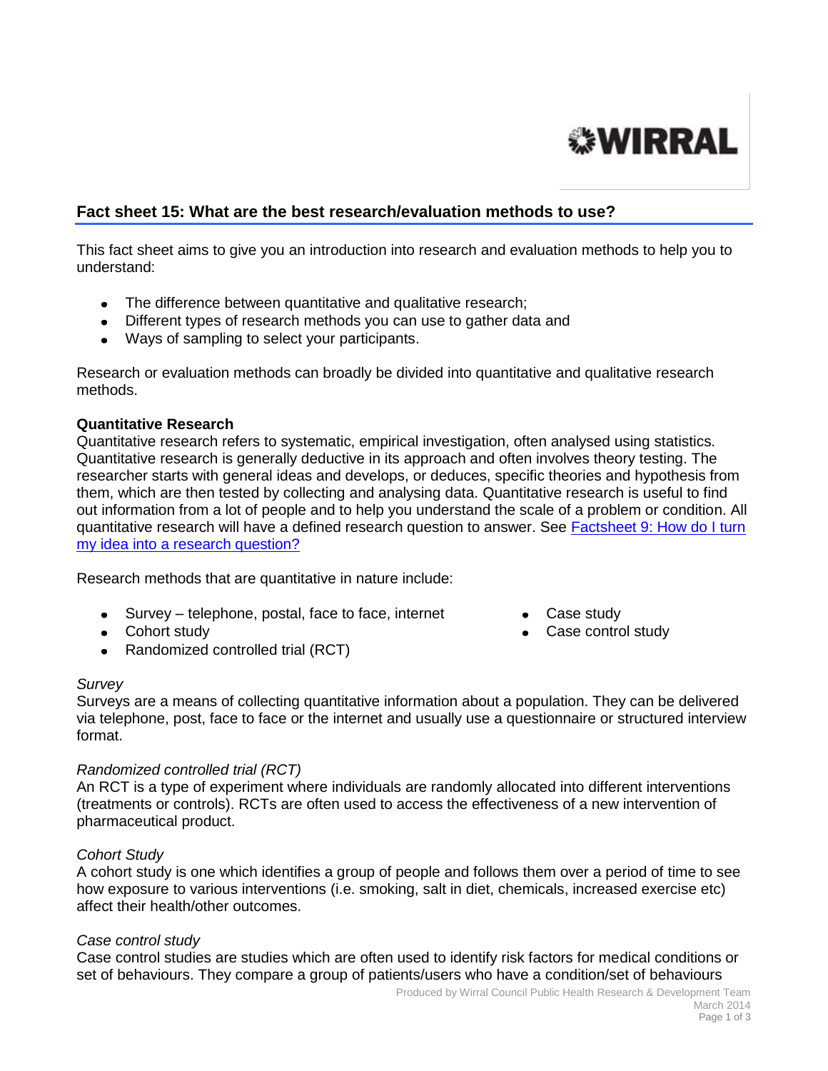**WIRRAL**

## Fact sheet 15: What are the best research/evaluation methods to use?

This fact sheet aims to give you an introduction into research and evaluation methods to help you to understand:

- The difference between quantitative and qualitative research;
- Different types of research methods you can use to gather data and
- Ways of sampling to select your participants.

Research or evaluation methods can broadly be divided into quantitative and qualitative research methods.

**Quantitative Research**

Quantitative research refers to systematic, empirical investigation, often analysed using statistics. Quantitative research is generally deductive in its approach and often involves theory testing. The researcher starts with general ideas and develops, or deduces, specific theories and hypothesis from them, which are then tested by collecting and analysing data. Quantitative research is useful to find out information from a lot of people and to help you understand the scale of a problem or condition. All quantitative research will have a defined research question to answer. See [Factsheet 9: How do I turn my idea into a research question?]()

Research methods that are quantitative in nature include:

- Survey – telephone, postal, face to face, internet
- Cohort study
- Randomized controlled trial (RCT)
- Case study
- Case control study

*Survey*

Surveys are a means of collecting quantitative information about a population. They can be delivered via telephone, post, face to face or the internet and usually use a questionnaire or structured interview format.

*Randomized controlled trial (RCT)*

An RCT is a type of experiment where individuals are randomly allocated into different interventions (treatments or controls). RCTs are often used to access the effectiveness of a new intervention of pharmaceutical product.

*Cohort Study*

A cohort study is one which identifies a group of people and follows them over a period of time to see how exposure to various interventions (i.e. smoking, salt in diet, chemicals, increased exercise etc) affect their health/other outcomes.

*Case control study*

Case control studies are studies which are often used to identify risk factors for medical conditions or set of behaviours. They compare a group of patients/users who have a condition/set of behaviours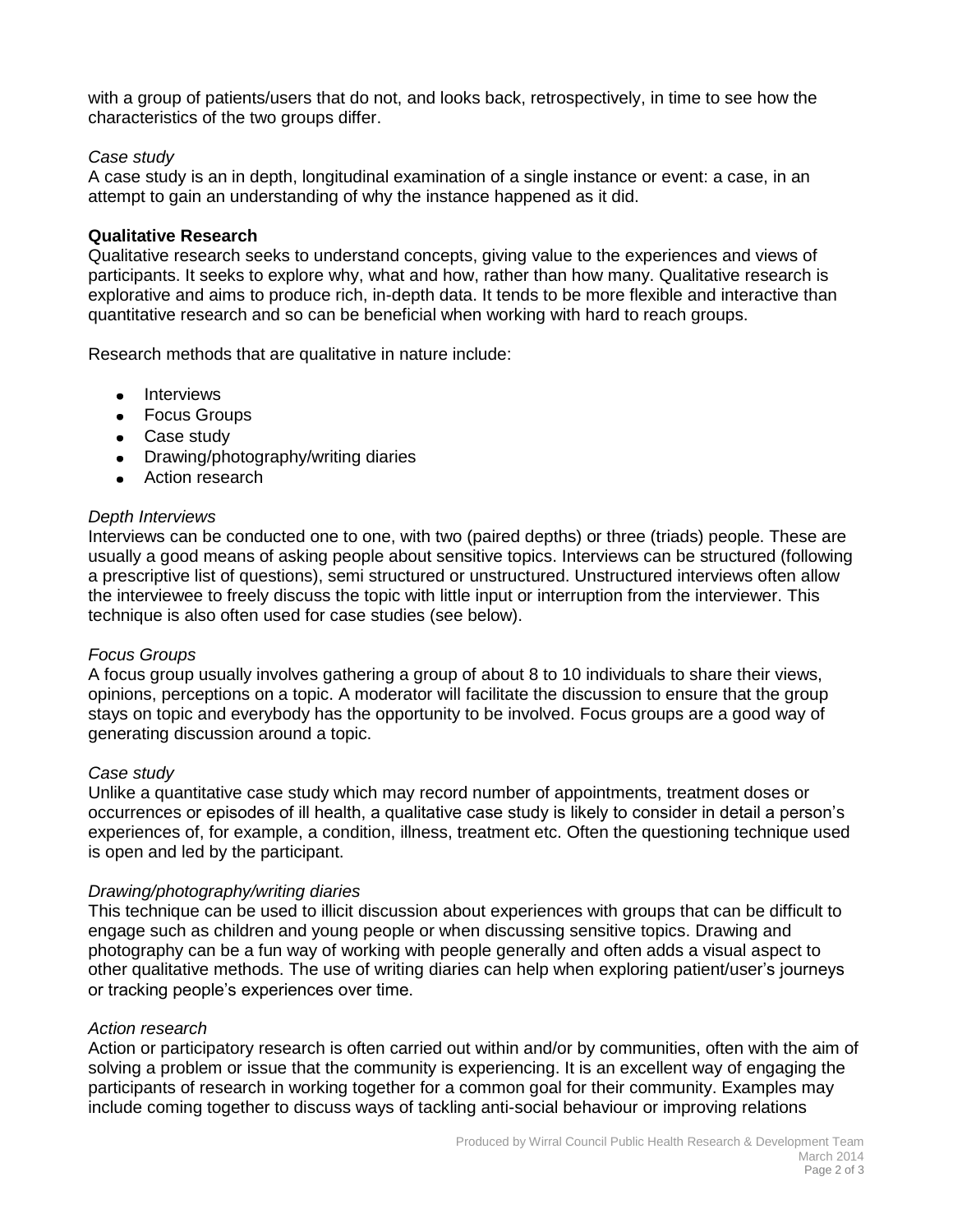with a group of patients/users that do not, and looks back, retrospectively, in time to see how the characteristics of the two groups differ.

*Case study*
A case study is an in depth, longitudinal examination of a single instance or event: a case, in an attempt to gain an understanding of why the instance happened as it did.

**Qualitative Research**
Qualitative research seeks to understand concepts, giving value to the experiences and views of participants. It seeks to explore why, what and how, rather than how many. Qualitative research is explorative and aims to produce rich, in-depth data. It tends to be more flexible and interactive than quantitative research and so can be beneficial when working with hard to reach groups.

Research methods that are qualitative in nature include:

- Interviews
- Focus Groups
- Case study
- Drawing/photography/writing diaries
- Action research

*Depth Interviews*
Interviews can be conducted one to one, with two (paired depths) or three (triads) people. These are usually a good means of asking people about sensitive topics. Interviews can be structured (following a prescriptive list of questions), semi structured or unstructured. Unstructured interviews often allow the interviewee to freely discuss the topic with little input or interruption from the interviewer. This technique is also often used for case studies (see below).

*Focus Groups*
A focus group usually involves gathering a group of about 8 to 10 individuals to share their views, opinions, perceptions on a topic. A moderator will facilitate the discussion to ensure that the group stays on topic and everybody has the opportunity to be involved. Focus groups are a good way of generating discussion around a topic.

*Case study*
Unlike a quantitative case study which may record number of appointments, treatment doses or occurrences or episodes of ill health, a qualitative case study is likely to consider in detail a person's experiences of, for example, a condition, illness, treatment etc. Often the questioning technique used is open and led by the participant.

*Drawing/photography/writing diaries*
This technique can be used to illicit discussion about experiences with groups that can be difficult to engage such as children and young people or when discussing sensitive topics. Drawing and photography can be a fun way of working with people generally and often adds a visual aspect to other qualitative methods. The use of writing diaries can help when exploring patient/user's journeys or tracking people's experiences over time.

*Action research*
Action or participatory research is often carried out within and/or by communities, often with the aim of solving a problem or issue that the community is experiencing. It is an excellent way of engaging the participants of research in working together for a common goal for their community. Examples may include coming together to discuss ways of tackling anti-social behaviour or improving relations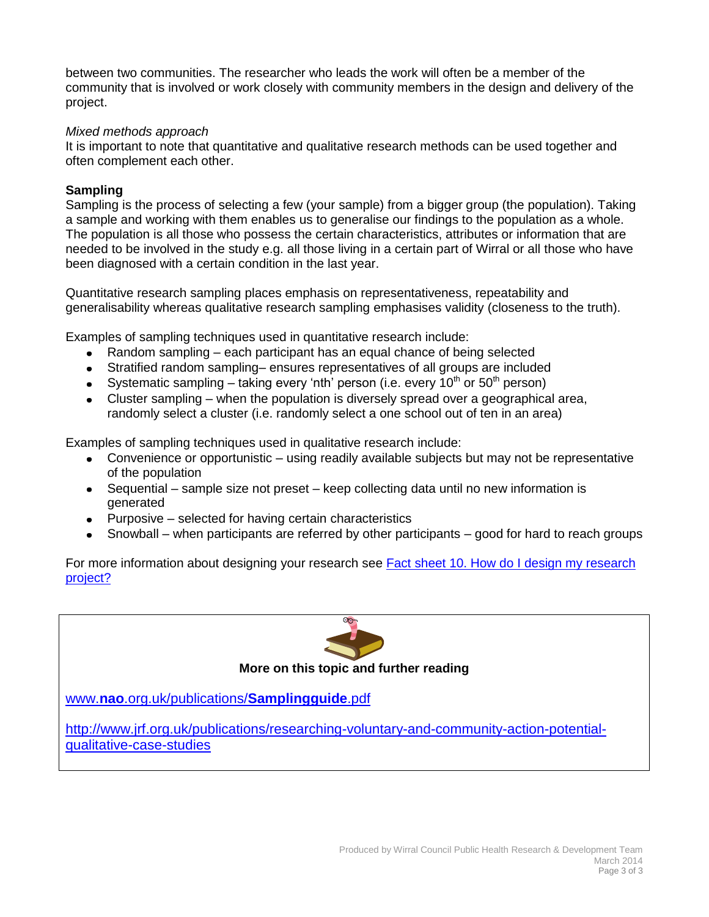between two communities. The researcher who leads the work will often be a member of the community that is involved or work closely with community members in the design and delivery of the project.

*Mixed methods approach*

It is important to note that quantitative and qualitative research methods can be used together and often complement each other.

**Sampling**

Sampling is the process of selecting a few (your sample) from a bigger group (the population). Taking a sample and working with them enables us to generalise our findings to the population as a whole. The population is all those who possess the certain characteristics, attributes or information that are needed to be involved in the study e.g. all those living in a certain part of Wirral or all those who have been diagnosed with a certain condition in the last year.

Quantitative research sampling places emphasis on representativeness, repeatability and generalisability whereas qualitative research sampling emphasises validity (closeness to the truth).

Examples of sampling techniques used in quantitative research include:

- Random sampling – each participant has an equal chance of being selected
- Stratified random sampling– ensures representatives of all groups are included
- Systematic sampling – taking every 'nth' person (i.e. every 10th or 50th person)
- Cluster sampling – when the population is diversely spread over a geographical area, randomly select a cluster (i.e. randomly select a one school out of ten in an area)

Examples of sampling techniques used in qualitative research include:

- Convenience or opportunistic – using readily available subjects but may not be representative of the population
- Sequential – sample size not preset – keep collecting data until no new information is generated
- Purposive – selected for having certain characteristics
- Snowball – when participants are referred by other participants – good for hard to reach groups

For more information about designing your research see [Fact sheet 10. How do I design my research project?]

**More on this topic and further reading**

www.**nao**.org.uk/publications/**Samplingguide**.pdf

http://www.jrf.org.uk/publications/researching-voluntary-and-community-action-potential-qualitative-case-studies

Produced by Wirral Council Public Health Research & Development Team
March 2014